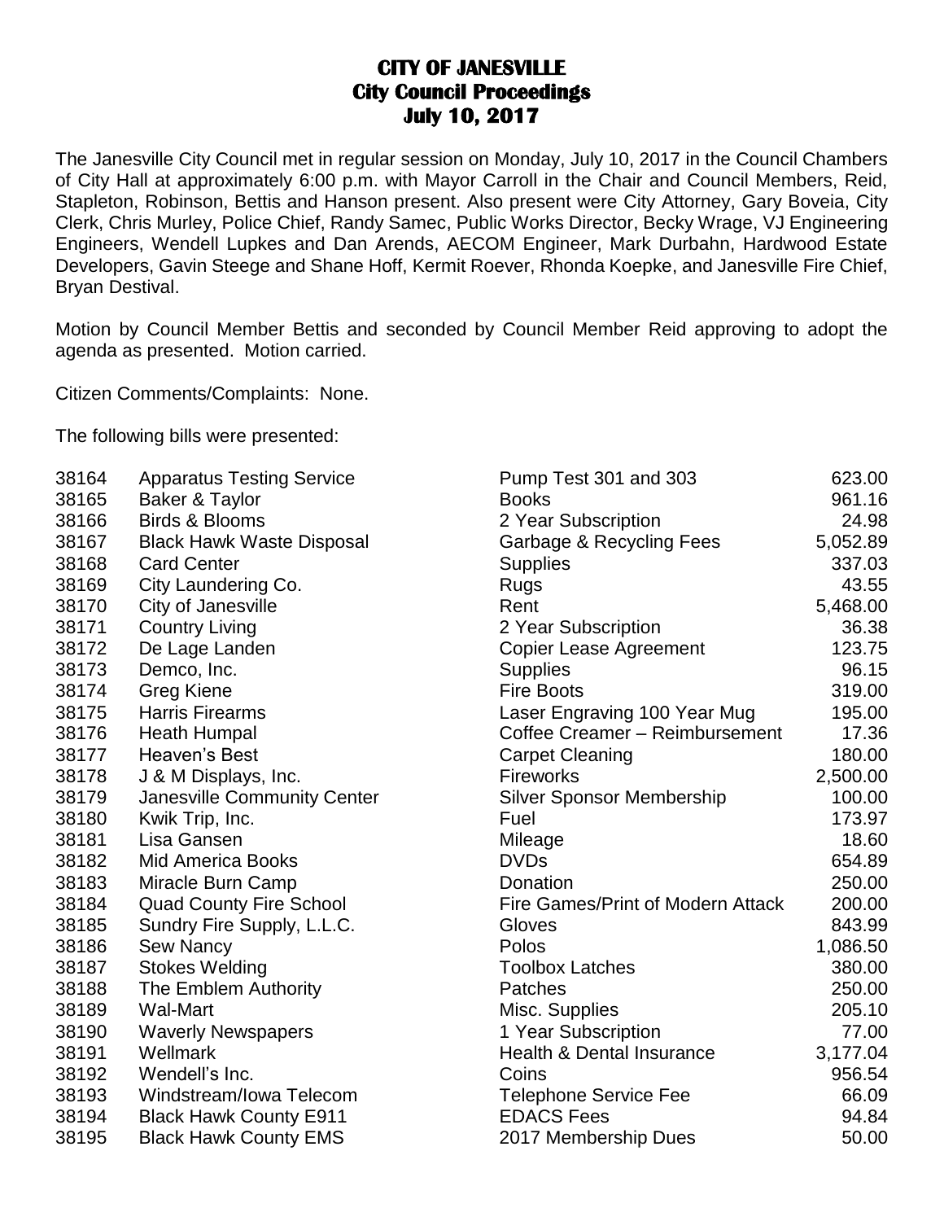# CITY OF JANESVILLE
## City Council Proceedings
## July 10, 2017

The Janesville City Council met in regular session on Monday, July 10, 2017 in the Council Chambers of City Hall at approximately 6:00 p.m. with Mayor Carroll in the Chair and Council Members, Reid, Stapleton, Robinson, Bettis and Hanson present. Also present were City Attorney, Gary Boveia, City Clerk, Chris Murley, Police Chief, Randy Samec, Public Works Director, Becky Wrage, VJ Engineering Engineers, Wendell Lupkes and Dan Arends, AECOM Engineer, Mark Durbahn, Hardwood Estate Developers, Gavin Steege and Shane Hoff, Kermit Roever, Rhonda Koepke, and Janesville Fire Chief, Bryan Destival.

Motion by Council Member Bettis and seconded by Council Member Reid approving to adopt the agenda as presented. Motion carried.

Citizen Comments/Complaints: None.

The following bills were presented:

| | | | |
|---|---|---|---|
| 38164 | Apparatus Testing Service | Pump Test 301 and 303 | 623.00 |
| 38165 | Baker & Taylor | Books | 961.16 |
| 38166 | Birds & Blooms | 2 Year Subscription | 24.98 |
| 38167 | Black Hawk Waste Disposal | Garbage & Recycling Fees | 5,052.89 |
| 38168 | Card Center | Supplies | 337.03 |
| 38169 | City Laundering Co. | Rugs | 43.55 |
| 38170 | City of Janesville | Rent | 5,468.00 |
| 38171 | Country Living | 2 Year Subscription | 36.38 |
| 38172 | De Lage Landen | Copier Lease Agreement | 123.75 |
| 38173 | Demco, Inc. | Supplies | 96.15 |
| 38174 | Greg Kiene | Fire Boots | 319.00 |
| 38175 | Harris Firearms | Laser Engraving 100 Year Mug | 195.00 |
| 38176 | Heath Humpal | Coffee Creamer – Reimbursement | 17.36 |
| 38177 | Heaven's Best | Carpet Cleaning | 180.00 |
| 38178 | J & M Displays, Inc. | Fireworks | 2,500.00 |
| 38179 | Janesville Community Center | Silver Sponsor Membership | 100.00 |
| 38180 | Kwik Trip, Inc. | Fuel | 173.97 |
| 38181 | Lisa Gansen | Mileage | 18.60 |
| 38182 | Mid America Books | DVDs | 654.89 |
| 38183 | Miracle Burn Camp | Donation | 250.00 |
| 38184 | Quad County Fire School | Fire Games/Print of Modern Attack | 200.00 |
| 38185 | Sundry Fire Supply, L.L.C. | Gloves | 843.99 |
| 38186 | Sew Nancy | Polos | 1,086.50 |
| 38187 | Stokes Welding | Toolbox Latches | 380.00 |
| 38188 | The Emblem Authority | Patches | 250.00 |
| 38189 | Wal-Mart | Misc. Supplies | 205.10 |
| 38190 | Waverly Newspapers | 1 Year Subscription | 77.00 |
| 38191 | Wellmark | Health & Dental Insurance | 3,177.04 |
| 38192 | Wendell's Inc. | Coins | 956.54 |
| 38193 | Windstream/Iowa Telecom | Telephone Service Fee | 66.09 |
| 38194 | Black Hawk County E911 | EDACS Fees | 94.84 |
| 38195 | Black Hawk County EMS | 2017 Membership Dues | 50.00 |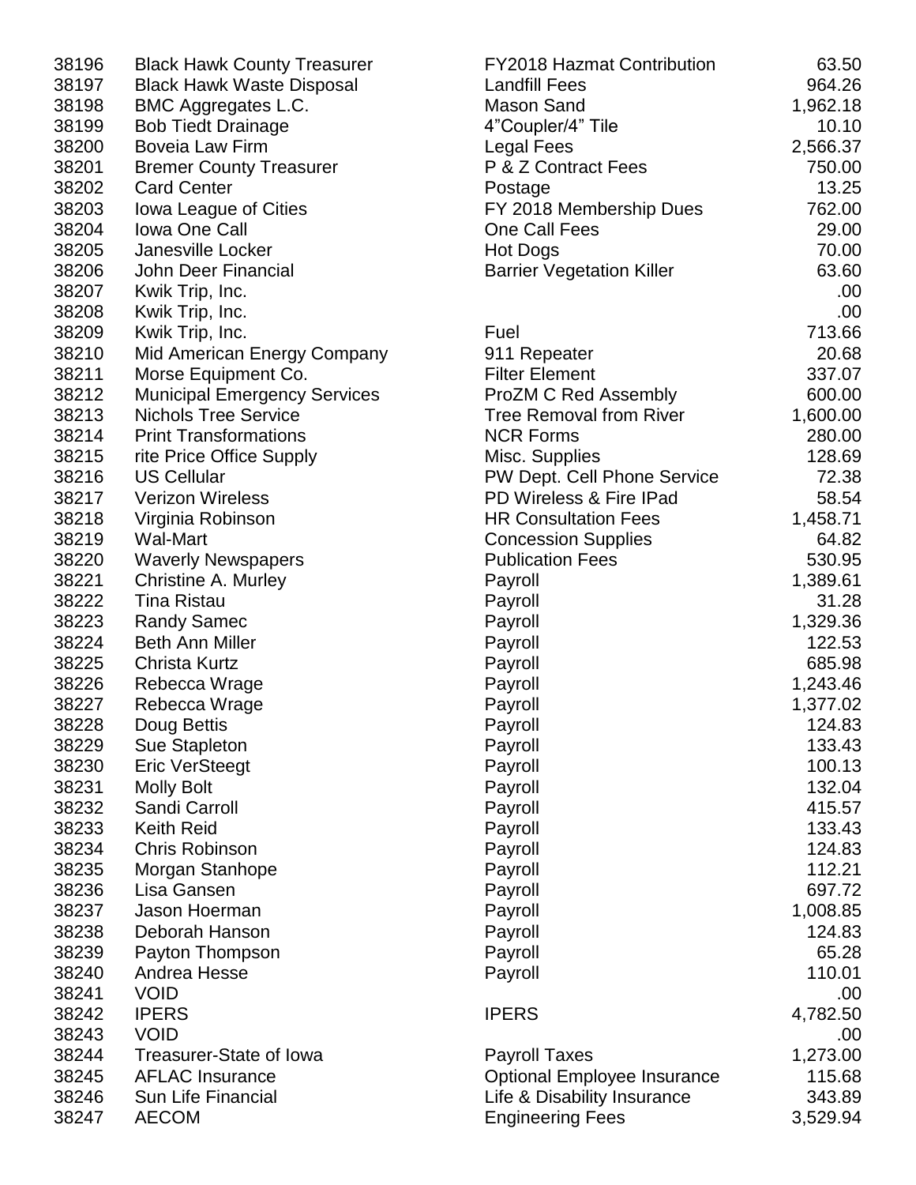| | | | |
|---|---|---|---|
| 38196 | Black Hawk County Treasurer | FY2018 Hazmat Contribution | 63.50 |
| 38197 | Black Hawk Waste Disposal | Landfill Fees | 964.26 |
| 38198 | BMC Aggregates L.C. | Mason Sand | 1,962.18 |
| 38199 | Bob Tiedt Drainage | 4"Coupler/4" Tile | 10.10 |
| 38200 | Boveia Law Firm | Legal Fees | 2,566.37 |
| 38201 | Bremer County Treasurer | P & Z Contract Fees | 750.00 |
| 38202 | Card Center | Postage | 13.25 |
| 38203 | Iowa League of Cities | FY 2018 Membership Dues | 762.00 |
| 38204 | Iowa One Call | One Call Fees | 29.00 |
| 38205 | Janesville Locker | Hot Dogs | 70.00 |
| 38206 | John Deer Financial | Barrier Vegetation Killer | 63.60 |
| 38207 | Kwik Trip, Inc. | | .00 |
| 38208 | Kwik Trip, Inc. | | .00 |
| 38209 | Kwik Trip, Inc. | Fuel | 713.66 |
| 38210 | Mid American Energy Company | 911 Repeater | 20.68 |
| 38211 | Morse Equipment Co. | Filter Element | 337.07 |
| 38212 | Municipal Emergency Services | ProZM C Red Assembly | 600.00 |
| 38213 | Nichols Tree Service | Tree Removal from River | 1,600.00 |
| 38214 | Print Transformations | NCR Forms | 280.00 |
| 38215 | rite Price Office Supply | Misc. Supplies | 128.69 |
| 38216 | US Cellular | PW Dept. Cell Phone Service | 72.38 |
| 38217 | Verizon Wireless | PD Wireless & Fire IPad | 58.54 |
| 38218 | Virginia Robinson | HR Consultation Fees | 1,458.71 |
| 38219 | Wal-Mart | Concession Supplies | 64.82 |
| 38220 | Waverly Newspapers | Publication Fees | 530.95 |
| 38221 | Christine A. Murley | Payroll | 1,389.61 |
| 38222 | Tina Ristau | Payroll | 31.28 |
| 38223 | Randy Samec | Payroll | 1,329.36 |
| 38224 | Beth Ann Miller | Payroll | 122.53 |
| 38225 | Christa Kurtz | Payroll | 685.98 |
| 38226 | Rebecca Wrage | Payroll | 1,243.46 |
| 38227 | Rebecca Wrage | Payroll | 1,377.02 |
| 38228 | Doug Bettis | Payroll | 124.83 |
| 38229 | Sue Stapleton | Payroll | 133.43 |
| 38230 | Eric VerSteegt | Payroll | 100.13 |
| 38231 | Molly Bolt | Payroll | 132.04 |
| 38232 | Sandi Carroll | Payroll | 415.57 |
| 38233 | Keith Reid | Payroll | 133.43 |
| 38234 | Chris Robinson | Payroll | 124.83 |
| 38235 | Morgan Stanhope | Payroll | 112.21 |
| 38236 | Lisa Gansen | Payroll | 697.72 |
| 38237 | Jason Hoerman | Payroll | 1,008.85 |
| 38238 | Deborah Hanson | Payroll | 124.83 |
| 38239 | Payton Thompson | Payroll | 65.28 |
| 38240 | Andrea Hesse | Payroll | 110.01 |
| 38241 | VOID | | .00 |
| 38242 | IPERS | IPERS | 4,782.50 |
| 38243 | VOID | | .00 |
| 38244 | Treasurer-State of Iowa | Payroll Taxes | 1,273.00 |
| 38245 | AFLAC Insurance | Optional Employee Insurance | 115.68 |
| 38246 | Sun Life Financial | Life & Disability Insurance | 343.89 |
| 38247 | AECOM | Engineering Fees | 3,529.94 |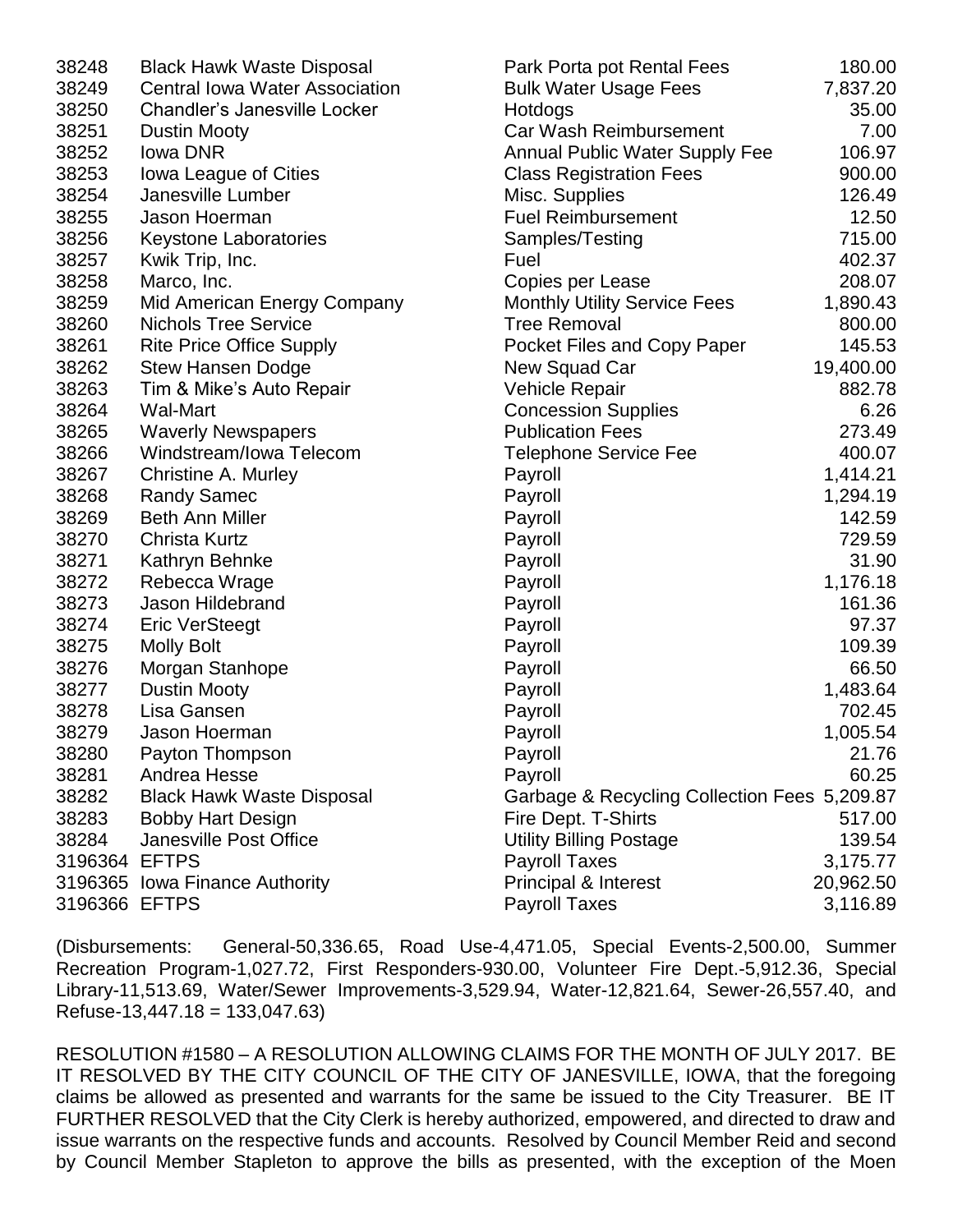| | | | |
|---|---|---|---|
| 38248 | Black Hawk Waste Disposal | Park Porta pot Rental Fees | 180.00 |
| 38249 | Central Iowa Water Association | Bulk Water Usage Fees | 7,837.20 |
| 38250 | Chandler's Janesville Locker | Hotdogs | 35.00 |
| 38251 | Dustin Mooty | Car Wash Reimbursement | 7.00 |
| 38252 | Iowa DNR | Annual Public Water Supply Fee | 106.97 |
| 38253 | Iowa League of Cities | Class Registration Fees | 900.00 |
| 38254 | Janesville Lumber | Misc. Supplies | 126.49 |
| 38255 | Jason Hoerman | Fuel Reimbursement | 12.50 |
| 38256 | Keystone Laboratories | Samples/Testing | 715.00 |
| 38257 | Kwik Trip, Inc. | Fuel | 402.37 |
| 38258 | Marco, Inc. | Copies per Lease | 208.07 |
| 38259 | Mid American Energy Company | Monthly Utility Service Fees | 1,890.43 |
| 38260 | Nichols Tree Service | Tree Removal | 800.00 |
| 38261 | Rite Price Office Supply | Pocket Files and Copy Paper | 145.53 |
| 38262 | Stew Hansen Dodge | New Squad Car | 19,400.00 |
| 38263 | Tim & Mike's Auto Repair | Vehicle Repair | 882.78 |
| 38264 | Wal-Mart | Concession Supplies | 6.26 |
| 38265 | Waverly Newspapers | Publication Fees | 273.49 |
| 38266 | Windstream/Iowa Telecom | Telephone Service Fee | 400.07 |
| 38267 | Christine A. Murley | Payroll | 1,414.21 |
| 38268 | Randy Samec | Payroll | 1,294.19 |
| 38269 | Beth Ann Miller | Payroll | 142.59 |
| 38270 | Christa Kurtz | Payroll | 729.59 |
| 38271 | Kathryn Behnke | Payroll | 31.90 |
| 38272 | Rebecca Wrage | Payroll | 1,176.18 |
| 38273 | Jason Hildebrand | Payroll | 161.36 |
| 38274 | Eric VerSteegt | Payroll | 97.37 |
| 38275 | Molly Bolt | Payroll | 109.39 |
| 38276 | Morgan Stanhope | Payroll | 66.50 |
| 38277 | Dustin Mooty | Payroll | 1,483.64 |
| 38278 | Lisa Gansen | Payroll | 702.45 |
| 38279 | Jason Hoerman | Payroll | 1,005.54 |
| 38280 | Payton Thompson | Payroll | 21.76 |
| 38281 | Andrea Hesse | Payroll | 60.25 |
| 38282 | Black Hawk Waste Disposal | Garbage & Recycling Collection Fees | 5,209.87 |
| 38283 | Bobby Hart Design | Fire Dept. T-Shirts | 517.00 |
| 38284 | Janesville Post Office | Utility Billing Postage | 139.54 |
| 3196364 | EFTPS | Payroll Taxes | 3,175.77 |
| 3196365 | Iowa Finance Authority | Principal & Interest | 20,962.50 |
| 3196366 | EFTPS | Payroll Taxes | 3,116.89 |

(Disbursements: General-50,336.65, Road Use-4,471.05, Special Events-2,500.00, Summer Recreation Program-1,027.72, First Responders-930.00, Volunteer Fire Dept.-5,912.36, Special Library-11,513.69, Water/Sewer Improvements-3,529.94, Water-12,821.64, Sewer-26,557.40, and Refuse-13,447.18 = 133,047.63)

RESOLUTION #1580 – A RESOLUTION ALLOWING CLAIMS FOR THE MONTH OF JULY 2017. BE IT RESOLVED BY THE CITY COUNCIL OF THE CITY OF JANESVILLE, IOWA, that the foregoing claims be allowed as presented and warrants for the same be issued to the City Treasurer. BE IT FURTHER RESOLVED that the City Clerk is hereby authorized, empowered, and directed to draw and issue warrants on the respective funds and accounts. Resolved by Council Member Reid and second by Council Member Stapleton to approve the bills as presented, with the exception of the Moen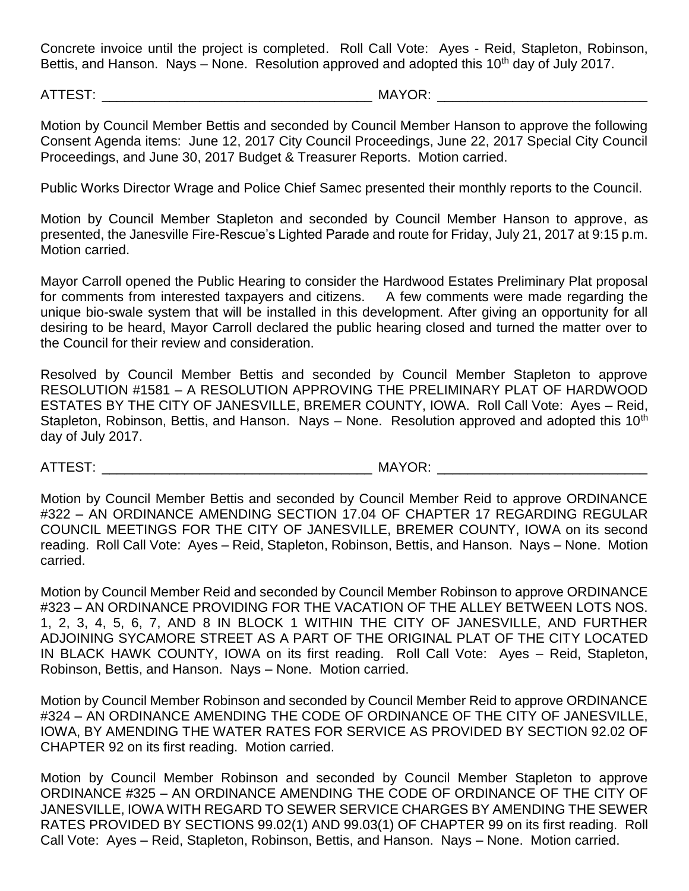Concrete invoice until the project is completed. Roll Call Vote: Ayes - Reid, Stapleton, Robinson, Bettis, and Hanson. Nays – None. Resolution approved and adopted this 10th day of July 2017.

ATTEST: ____________________________________ MAYOR: ____________________________

Motion by Council Member Bettis and seconded by Council Member Hanson to approve the following Consent Agenda items: June 12, 2017 City Council Proceedings, June 22, 2017 Special City Council Proceedings, and June 30, 2017 Budget & Treasurer Reports. Motion carried.

Public Works Director Wrage and Police Chief Samec presented their monthly reports to the Council.

Motion by Council Member Stapleton and seconded by Council Member Hanson to approve, as presented, the Janesville Fire-Rescue's Lighted Parade and route for Friday, July 21, 2017 at 9:15 p.m. Motion carried.

Mayor Carroll opened the Public Hearing to consider the Hardwood Estates Preliminary Plat proposal for comments from interested taxpayers and citizens. A few comments were made regarding the unique bio-swale system that will be installed in this development. After giving an opportunity for all desiring to be heard, Mayor Carroll declared the public hearing closed and turned the matter over to the Council for their review and consideration.

Resolved by Council Member Bettis and seconded by Council Member Stapleton to approve RESOLUTION #1581 – A RESOLUTION APPROVING THE PRELIMINARY PLAT OF HARDWOOD ESTATES BY THE CITY OF JANESVILLE, BREMER COUNTY, IOWA. Roll Call Vote: Ayes – Reid, Stapleton, Robinson, Bettis, and Hanson. Nays – None. Resolution approved and adopted this 10th day of July 2017.

ATTEST: ____________________________________ MAYOR: ____________________________

Motion by Council Member Bettis and seconded by Council Member Reid to approve ORDINANCE #322 – AN ORDINANCE AMENDING SECTION 17.04 OF CHAPTER 17 REGARDING REGULAR COUNCIL MEETINGS FOR THE CITY OF JANESVILLE, BREMER COUNTY, IOWA on its second reading. Roll Call Vote: Ayes – Reid, Stapleton, Robinson, Bettis, and Hanson. Nays – None. Motion carried.

Motion by Council Member Reid and seconded by Council Member Robinson to approve ORDINANCE #323 – AN ORDINANCE PROVIDING FOR THE VACATION OF THE ALLEY BETWEEN LOTS NOS. 1, 2, 3, 4, 5, 6, 7, AND 8 IN BLOCK 1 WITHIN THE CITY OF JANESVILLE, AND FURTHER ADJOINING SYCAMORE STREET AS A PART OF THE ORIGINAL PLAT OF THE CITY LOCATED IN BLACK HAWK COUNTY, IOWA on its first reading. Roll Call Vote: Ayes – Reid, Stapleton, Robinson, Bettis, and Hanson. Nays – None. Motion carried.

Motion by Council Member Robinson and seconded by Council Member Reid to approve ORDINANCE #324 – AN ORDINANCE AMENDING THE CODE OF ORDINANCE OF THE CITY OF JANESVILLE, IOWA, BY AMENDING THE WATER RATES FOR SERVICE AS PROVIDED BY SECTION 92.02 OF CHAPTER 92 on its first reading. Motion carried.

Motion by Council Member Robinson and seconded by Council Member Stapleton to approve ORDINANCE #325 – AN ORDINANCE AMENDING THE CODE OF ORDINANCE OF THE CITY OF JANESVILLE, IOWA WITH REGARD TO SEWER SERVICE CHARGES BY AMENDING THE SEWER RATES PROVIDED BY SECTIONS 99.02(1) AND 99.03(1) OF CHAPTER 99 on its first reading. Roll Call Vote: Ayes – Reid, Stapleton, Robinson, Bettis, and Hanson. Nays – None. Motion carried.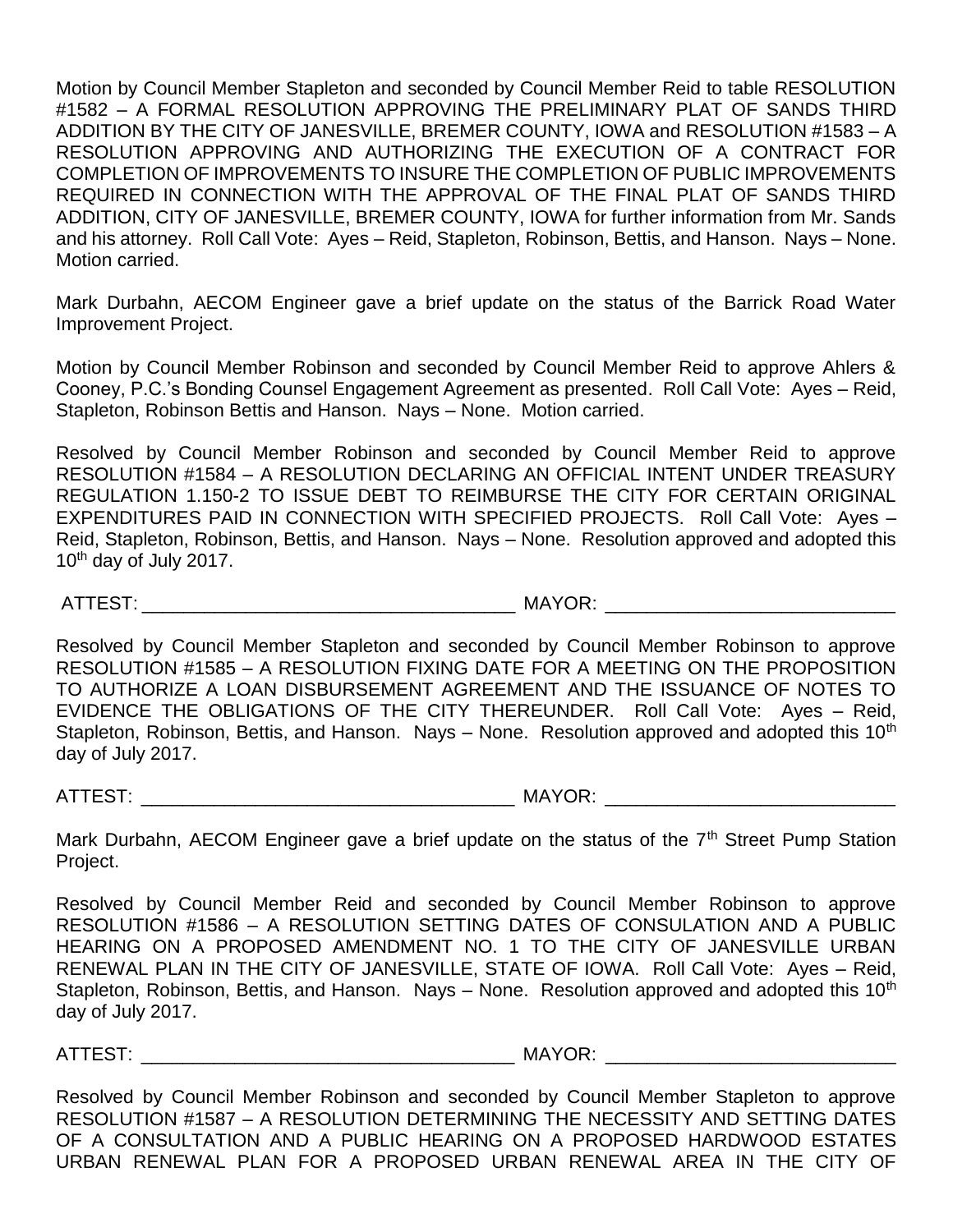Motion by Council Member Stapleton and seconded by Council Member Reid to table RESOLUTION #1582 – A FORMAL RESOLUTION APPROVING THE PRELIMINARY PLAT OF SANDS THIRD ADDITION BY THE CITY OF JANESVILLE, BREMER COUNTY, IOWA and RESOLUTION #1583 – A RESOLUTION APPROVING AND AUTHORIZING THE EXECUTION OF A CONTRACT FOR COMPLETION OF IMPROVEMENTS TO INSURE THE COMPLETION OF PUBLIC IMPROVEMENTS REQUIRED IN CONNECTION WITH THE APPROVAL OF THE FINAL PLAT OF SANDS THIRD ADDITION, CITY OF JANESVILLE, BREMER COUNTY, IOWA for further information from Mr. Sands and his attorney. Roll Call Vote: Ayes – Reid, Stapleton, Robinson, Bettis, and Hanson. Nays – None. Motion carried.

Mark Durbahn, AECOM Engineer gave a brief update on the status of the Barrick Road Water Improvement Project.

Motion by Council Member Robinson and seconded by Council Member Reid to approve Ahlers & Cooney, P.C.'s Bonding Counsel Engagement Agreement as presented. Roll Call Vote: Ayes – Reid, Stapleton, Robinson Bettis and Hanson. Nays – None. Motion carried.

Resolved by Council Member Robinson and seconded by Council Member Reid to approve RESOLUTION #1584 – A RESOLUTION DECLARING AN OFFICIAL INTENT UNDER TREASURY REGULATION 1.150-2 TO ISSUE DEBT TO REIMBURSE THE CITY FOR CERTAIN ORIGINAL EXPENDITURES PAID IN CONNECTION WITH SPECIFIED PROJECTS. Roll Call Vote: Ayes – Reid, Stapleton, Robinson, Bettis, and Hanson. Nays – None. Resolution approved and adopted this 10th day of July 2017.

ATTEST: ____________________________________ MAYOR: ____________________________

Resolved by Council Member Stapleton and seconded by Council Member Robinson to approve RESOLUTION #1585 – A RESOLUTION FIXING DATE FOR A MEETING ON THE PROPOSITION TO AUTHORIZE A LOAN DISBURSEMENT AGREEMENT AND THE ISSUANCE OF NOTES TO EVIDENCE THE OBLIGATIONS OF THE CITY THEREUNDER. Roll Call Vote: Ayes – Reid, Stapleton, Robinson, Bettis, and Hanson. Nays – None. Resolution approved and adopted this 10th day of July 2017.

ATTEST: ____________________________________ MAYOR: ____________________________

Mark Durbahn, AECOM Engineer gave a brief update on the status of the 7th Street Pump Station Project.

Resolved by Council Member Reid and seconded by Council Member Robinson to approve RESOLUTION #1586 – A RESOLUTION SETTING DATES OF CONSULATION AND A PUBLIC HEARING ON A PROPOSED AMENDMENT NO. 1 TO THE CITY OF JANESVILLE URBAN RENEWAL PLAN IN THE CITY OF JANESVILLE, STATE OF IOWA. Roll Call Vote: Ayes – Reid, Stapleton, Robinson, Bettis, and Hanson. Nays – None. Resolution approved and adopted this 10th day of July 2017.

ATTEST: ____________________________________ MAYOR: ____________________________

Resolved by Council Member Robinson and seconded by Council Member Stapleton to approve RESOLUTION #1587 – A RESOLUTION DETERMINING THE NECESSITY AND SETTING DATES OF A CONSULTATION AND A PUBLIC HEARING ON A PROPOSED HARDWOOD ESTATES URBAN RENEWAL PLAN FOR A PROPOSED URBAN RENEWAL AREA IN THE CITY OF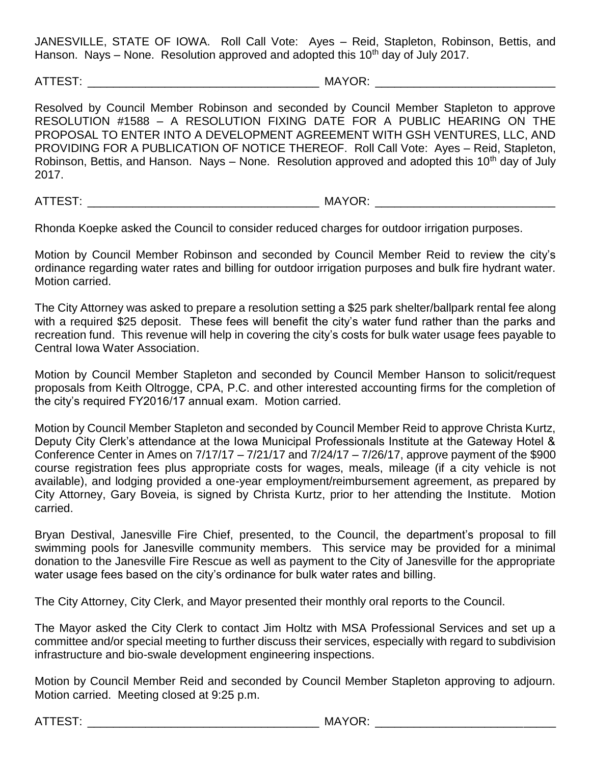JANESVILLE, STATE OF IOWA. Roll Call Vote: Ayes – Reid, Stapleton, Robinson, Bettis, and Hanson. Nays – None. Resolution approved and adopted this 10th day of July 2017.

ATTEST: ___________________________________ MAYOR: ___________________________

Resolved by Council Member Robinson and seconded by Council Member Stapleton to approve RESOLUTION #1588 – A RESOLUTION FIXING DATE FOR A PUBLIC HEARING ON THE PROPOSAL TO ENTER INTO A DEVELOPMENT AGREEMENT WITH GSH VENTURES, LLC, AND PROVIDING FOR A PUBLICATION OF NOTICE THEREOF. Roll Call Vote: Ayes – Reid, Stapleton, Robinson, Bettis, and Hanson. Nays – None. Resolution approved and adopted this 10th day of July 2017.

ATTEST: ___________________________________ MAYOR: ___________________________

Rhonda Koepke asked the Council to consider reduced charges for outdoor irrigation purposes.

Motion by Council Member Robinson and seconded by Council Member Reid to review the city's ordinance regarding water rates and billing for outdoor irrigation purposes and bulk fire hydrant water. Motion carried.

The City Attorney was asked to prepare a resolution setting a $25 park shelter/ballpark rental fee along with a required $25 deposit. These fees will benefit the city's water fund rather than the parks and recreation fund. This revenue will help in covering the city's costs for bulk water usage fees payable to Central Iowa Water Association.

Motion by Council Member Stapleton and seconded by Council Member Hanson to solicit/request proposals from Keith Oltrogge, CPA, P.C. and other interested accounting firms for the completion of the city's required FY2016/17 annual exam. Motion carried.

Motion by Council Member Stapleton and seconded by Council Member Reid to approve Christa Kurtz, Deputy City Clerk's attendance at the Iowa Municipal Professionals Institute at the Gateway Hotel & Conference Center in Ames on 7/17/17 – 7/21/17 and 7/24/17 – 7/26/17, approve payment of the $900 course registration fees plus appropriate costs for wages, meals, mileage (if a city vehicle is not available), and lodging provided a one-year employment/reimbursement agreement, as prepared by City Attorney, Gary Boveia, is signed by Christa Kurtz, prior to her attending the Institute. Motion carried.

Bryan Destival, Janesville Fire Chief, presented, to the Council, the department's proposal to fill swimming pools for Janesville community members. This service may be provided for a minimal donation to the Janesville Fire Rescue as well as payment to the City of Janesville for the appropriate water usage fees based on the city's ordinance for bulk water rates and billing.

The City Attorney, City Clerk, and Mayor presented their monthly oral reports to the Council.

The Mayor asked the City Clerk to contact Jim Holtz with MSA Professional Services and set up a committee and/or special meeting to further discuss their services, especially with regard to subdivision infrastructure and bio-swale development engineering inspections.

Motion by Council Member Reid and seconded by Council Member Stapleton approving to adjourn. Motion carried. Meeting closed at 9:25 p.m.

ATTEST: ___________________________________ MAYOR: ___________________________